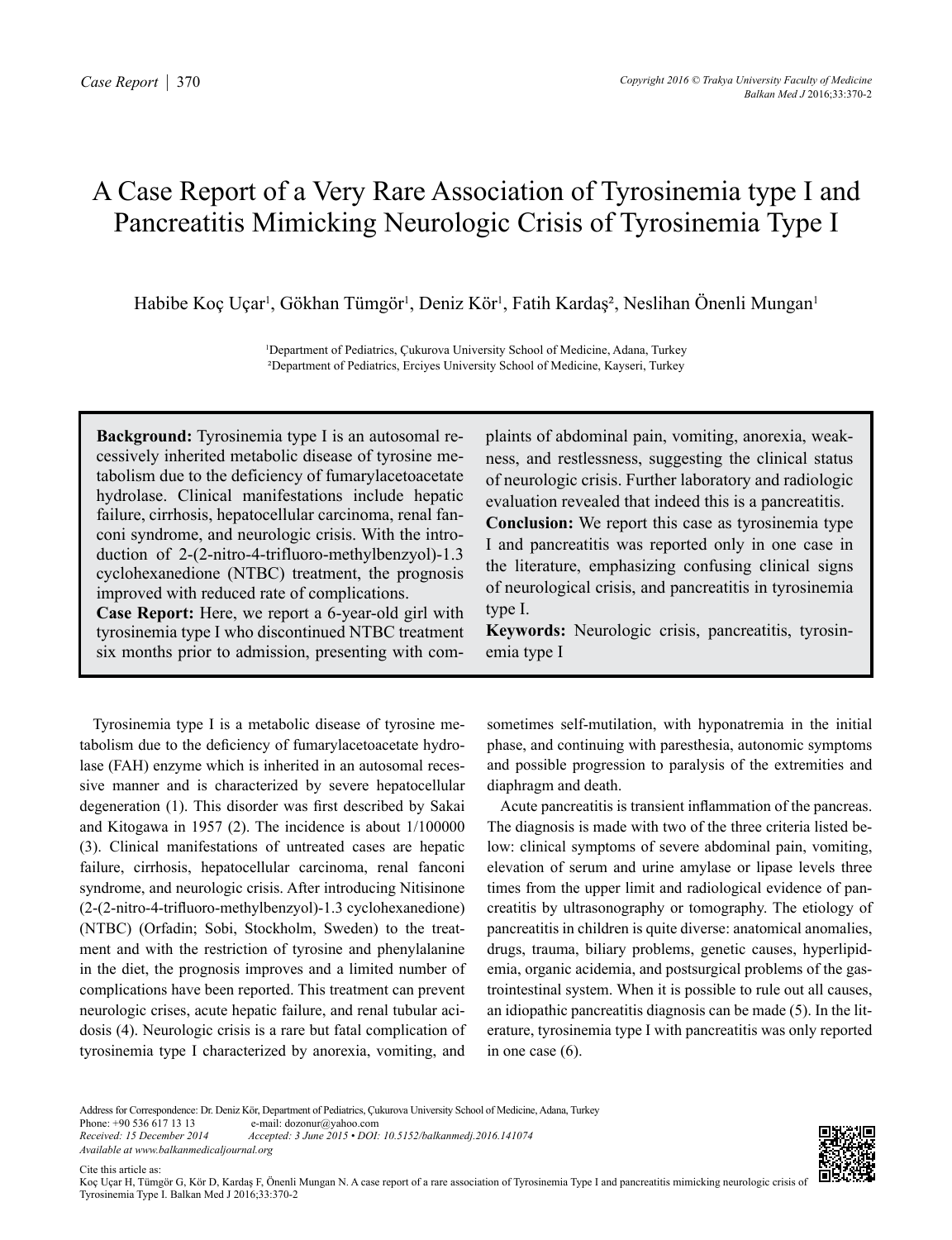Case Report

# A Case Report of a Very Rare Association of Tyrosinemia type I and Pancreatitis Mimicking Neurologic Crisis of Tyrosinemia Type I

Habibe Koç Uçar[1], Gökhan Tümgör[1], Deniz Kör[1], Fatih Kardaş[2], Neslihan Önenli Mungan[1]

[1]Department of Pediatrics, Çukurova University School of Medicine, Adana, Turkey
[2]Department of Pediatrics, Erciyes University School of Medicine, Kayseri, Turkey

**Background:** Tyrosinemia type I is an autosomal recessively inherited metabolic disease of tyrosine metabolism due to the deficiency of fumarylacetoacetate hydrolase. Clinical manifestations include hepatic failure, cirrhosis, hepatocellular carcinoma, renal fanconi syndrome, and neurologic crisis. With the introduction of 2-(2-nitro-4-trifluoro-methylbenzyol)-1.3 cyclohexanedione (NTBC) treatment, the prognosis improved with reduced rate of complications.

**Case Report:** Here, we report a 6-year-old girl with tyrosinemia type I who discontinued NTBC treatment six months prior to admission, presenting with complaints of abdominal pain, vomiting, anorexia, weakness, and restlessness, suggesting the clinical status of neurologic crisis. Further laboratory and radiologic evaluation revealed that indeed this is a pancreatitis.

**Conclusion:** We report this case as tyrosinemia type I and pancreatitis was reported only in one case in the literature, emphasizing confusing clinical signs of neurological crisis, and pancreatitis in tyrosinemia type I.

**Keywords:** Neurologic crisis, pancreatitis, tyrosinemia type I

Tyrosinemia type I is a metabolic disease of tyrosine metabolism due to the deficiency of fumarylacetoacetate hydrolase (FAH) enzyme which is inherited in an autosomal recessive manner and is characterized by severe hepatocellular degeneration (1). This disorder was first described by Sakai and Kitogawa in 1957 (2). The incidence is about 1/100000 (3). Clinical manifestations of untreated cases are hepatic failure, cirrhosis, hepatocellular carcinoma, renal fanconi syndrome, and neurologic crisis. After introducing Nitisinone (2-(2-nitro-4-trifluoro-methylbenzyol)-1.3 cyclohexanedione) (NTBC) (Orfadin; Sobi, Stockholm, Sweden) to the treatment and with the restriction of tyrosine and phenylalanine in the diet, the prognosis improves and a limited number of complications have been reported. This treatment can prevent neurologic crises, acute hepatic failure, and renal tubular acidosis (4). Neurologic crisis is a rare but fatal complication of tyrosinemia type I characterized by anorexia, vomiting, and sometimes self-mutilation, with hyponatremia in the initial phase, and continuing with paresthesia, autonomic symptoms and possible progression to paralysis of the extremities and diaphragm and death.

Acute pancreatitis is transient inflammation of the pancreas. The diagnosis is made with two of the three criteria listed below: clinical symptoms of severe abdominal pain, vomiting, elevation of serum and urine amylase or lipase levels three times from the upper limit and radiological evidence of pancreatitis by ultrasonography or tomography. The etiology of pancreatitis in children is quite diverse: anatomical anomalies, drugs, trauma, biliary problems, genetic causes, hyperlipidemia, organic acidemia, and postsurgical problems of the gastrointestinal system. When it is possible to rule out all causes, an idiopathic pancreatitis diagnosis can be made (5). In the literature, tyrosinemia type I with pancreatitis was only reported in one case (6).

Address for Correspondence: Dr. Deniz Kör, Department of Pediatrics, Çukurova University School of Medicine, Adana, Turkey
Phone: +90 536 617 13 13 e-mail: dozonur@yahoo.com
*Received: 15 December 2014 Accepted: 3 June 2015 • DOI: 10.5152/balkanmedj.2016.141074*
*Available at www.balkanmedicaljournal.org*

Cite this article as:
Koç Uçar H, Tümgör G, Kör D, Kardaş F, Önenli Mungan N. A case report of a rare association of Tyrosinemia Type I and pancreatitis mimicking neurologic crisis of Tyrosinemia Type I. Balkan Med J 2016;33:370-2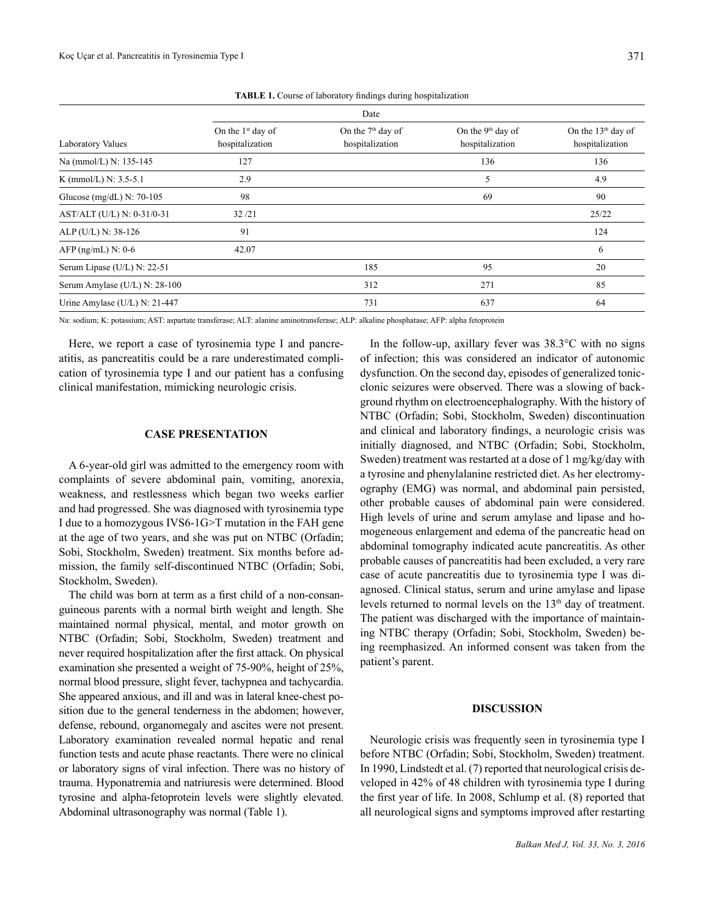**TABLE 1.** Course of laboratory findings during hospitalization

| Laboratory Values | Date | | | |
|---|---|---|---|---|
| | On the 1st day of hospitalization | On the 7th day of hospitalization | On the 9th day of hospitalization | On the 13th day of hospitalization |
| Na (mmol/L) N: 135-145 | 127 | | 136 | 136 |
| K (mmol/L) N: 3.5-5.1 | 2.9 | | 5 | 4.9 |
| Glucose (mg/dL) N: 70-105 | 98 | | 69 | 90 |
| AST/ALT (U/L) N: 0-31/0-31 | 32 /21 | | | 25/22 |
| ALP (U/L) N: 38-126 | 91 | | | 124 |
| AFP (ng/mL) N: 0-6 | 42.07 | | | 6 |
| Serum Lipase (U/L) N: 22-51 | | 185 | 95 | 20 |
| Serum Amylase (U/L) N: 28-100 | | 312 | 271 | 85 |
| Urine Amylase (U/L) N: 21-447 | | 731 | 637 | 64 |

Na: sodium; K: potassium; AST: aspartate transferase; ALT: alanine aminotransferase; ALP: alkaline phosphatase; AFP: alpha fetoprotein

Here, we report a case of tyrosinemia type I and pancreatitis, as pancreatitis could be a rare underestimated complication of tyrosinemia type I and our patient has a confusing clinical manifestation, mimicking neurologic crisis.

## CASE PRESENTATION

A 6-year-old girl was admitted to the emergency room with complaints of severe abdominal pain, vomiting, anorexia, weakness, and restlessness which began two weeks earlier and had progressed. She was diagnosed with tyrosinemia type I due to a homozygous IVS6-1G>T mutation in the FAH gene at the age of two years, and she was put on NTBC (Orfadin; Sobi, Stockholm, Sweden) treatment. Six months before admission, the family self-discontinued NTBC (Orfadin; Sobi, Stockholm, Sweden).

The child was born at term as a first child of a non-consanguineous parents with a normal birth weight and length. She maintained normal physical, mental, and motor growth on NTBC (Orfadin; Sobi, Stockholm, Sweden) treatment and never required hospitalization after the first attack. On physical examination she presented a weight of 75-90%, height of 25%, normal blood pressure, slight fever, tachypnea and tachycardia. She appeared anxious, and ill and was in lateral knee-chest position due to the general tenderness in the abdomen; however, defense, rebound, organomegaly and ascites were not present. Laboratory examination revealed normal hepatic and renal function tests and acute phase reactants. There were no clinical or laboratory signs of viral infection. There was no history of trauma. Hyponatremia and natriuresis were determined. Blood tyrosine and alpha-fetoprotein levels were slightly elevated. Abdominal ultrasonography was normal (Table 1).

In the follow-up, axillary fever was 38.3°C with no signs of infection; this was considered an indicator of autonomic dysfunction. On the second day, episodes of generalized tonic-clonic seizures were observed. There was a slowing of background rhythm on electroencephalography. With the history of NTBC (Orfadin; Sobi, Stockholm, Sweden) discontinuation and clinical and laboratory findings, a neurologic crisis was initially diagnosed, and NTBC (Orfadin; Sobi, Stockholm, Sweden) treatment was restarted at a dose of 1 mg/kg/day with a tyrosine and phenylalanine restricted diet. As her electromyography (EMG) was normal, and abdominal pain persisted, other probable causes of abdominal pain were considered. High levels of urine and serum amylase and lipase and homogeneous enlargement and edema of the pancreatic head on abdominal tomography indicated acute pancreatitis. As other probable causes of pancreatitis had been excluded, a very rare case of acute pancreatitis due to tyrosinemia type I was diagnosed. Clinical status, serum and urine amylase and lipase levels returned to normal levels on the 13th day of treatment. The patient was discharged with the importance of maintaining NTBC therapy (Orfadin; Sobi, Stockholm, Sweden) being reemphasized. An informed consent was taken from the patient's parent.

## DISCUSSION

Neurologic crisis was frequently seen in tyrosinemia type I before NTBC (Orfadin; Sobi, Stockholm, Sweden) treatment. In 1990, Lindstedt et al. (7) reported that neurological crisis developed in 42% of 48 children with tyrosinemia type I during the first year of life. In 2008, Schlump et al. (8) reported that all neurological signs and symptoms improved after restarting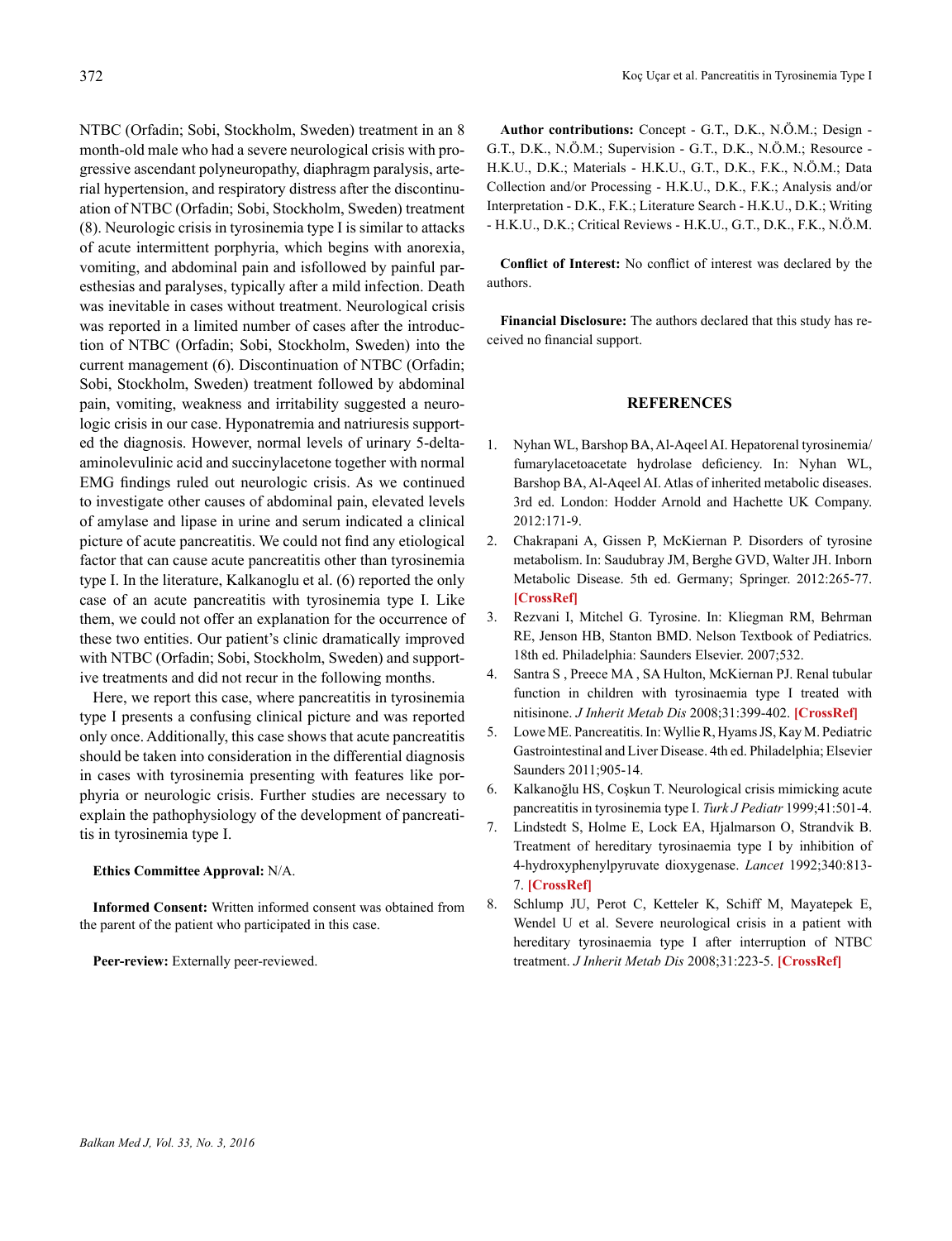NTBC (Orfadin; Sobi, Stockholm, Sweden) treatment in an 8 month-old male who had a severe neurological crisis with progressive ascendant polyneuropathy, diaphragm paralysis, arterial hypertension, and respiratory distress after the discontinuation of NTBC (Orfadin; Sobi, Stockholm, Sweden) treatment (8). Neurologic crisis in tyrosinemia type I is similar to attacks of acute intermittent porphyria, which begins with anorexia, vomiting, and abdominal pain and isfollowed by painful paresthesias and paralyses, typically after a mild infection. Death was inevitable in cases without treatment. Neurological crisis was reported in a limited number of cases after the introduction of NTBC (Orfadin; Sobi, Stockholm, Sweden) into the current management (6). Discontinuation of NTBC (Orfadin; Sobi, Stockholm, Sweden) treatment followed by abdominal pain, vomiting, weakness and irritability suggested a neurologic crisis in our case. Hyponatremia and natriuresis supported the diagnosis. However, normal levels of urinary 5-delta-aminolevulinic acid and succinylacetone together with normal EMG findings ruled out neurologic crisis. As we continued to investigate other causes of abdominal pain, elevated levels of amylase and lipase in urine and serum indicated a clinical picture of acute pancreatitis. We could not find any etiological factor that can cause acute pancreatitis other than tyrosinemia type I. In the literature, Kalkanoglu et al. (6) reported the only case of an acute pancreatitis with tyrosinemia type I. Like them, we could not offer an explanation for the occurrence of these two entities. Our patient's clinic dramatically improved with NTBC (Orfadin; Sobi, Stockholm, Sweden) and supportive treatments and did not recur in the following months.

Here, we report this case, where pancreatitis in tyrosinemia type I presents a confusing clinical picture and was reported only once. Additionally, this case shows that acute pancreatitis should be taken into consideration in the differential diagnosis in cases with tyrosinemia presenting with features like porphyria or neurologic crisis. Further studies are necessary to explain the pathophysiology of the development of pancreatitis in tyrosinemia type I.

**Ethics Committee Approval:** N/A.

**Informed Consent:** Written informed consent was obtained from the parent of the patient who participated in this case.

**Peer-review:** Externally peer-reviewed.

**Author contributions:** Concept - G.T., D.K., N.Ö.M.; Design - G.T., D.K., N.Ö.M.; Supervision - G.T., D.K., N.Ö.M.; Resource - H.K.U., D.K.; Materials - H.K.U., G.T., D.K., F.K., N.Ö.M.; Data Collection and/or Processing - H.K.U., D.K., F.K.; Analysis and/or Interpretation - D.K., F.K.; Literature Search - H.K.U., D.K.; Writing - H.K.U., D.K.; Critical Reviews - H.K.U., G.T., D.K., F.K., N.Ö.M.

**Conflict of Interest:** No conflict of interest was declared by the authors.

**Financial Disclosure:** The authors declared that this study has received no financial support.

## REFERENCES

1. Nyhan WL, Barshop BA, Al-Aqeel AI. Hepatorenal tyrosinemia/fumarylacetoacetate hydrolase deficiency. In: Nyhan WL, Barshop BA, Al-Aqeel AI. Atlas of inherited metabolic diseases. 3rd ed. London: Hodder Arnold and Hachette UK Company. 2012:171-9.
2. Chakrapani A, Gissen P, McKiernan P. Disorders of tyrosine metabolism. In: Saudubray JM, Berghe GVD, Walter JH. Inborn Metabolic Disease. 5th ed. Germany; Springer. 2012:265-77. **[CrossRef]**
3. Rezvani I, Mitchel G. Tyrosine. In: Kliegman RM, Behrman RE, Jenson HB, Stanton BMD. Nelson Textbook of Pediatrics. 18th ed. Philadelphia: Saunders Elsevier. 2007;532.
4. Santra S , Preece MA , SA Hulton, McKiernan PJ. Renal tubular function in children with tyrosinaemia type I treated with nitisinone. *J Inherit Metab Dis* 2008;31:399-402. **[CrossRef]**
5. Lowe ME. Pancreatitis. In: Wyllie R, Hyams JS, Kay M. Pediatric Gastrointestinal and Liver Disease. 4th ed. Philadelphia; Elsevier Saunders 2011;905-14.
6. Kalkanoğlu HS, Coşkun T. Neurological crisis mimicking acute pancreatitis in tyrosinemia type I. *Turk J Pediatr* 1999;41:501-4.
7. Lindstedt S, Holme E, Lock EA, Hjalmarson O, Strandvik B. Treatment of hereditary tyrosinaemia type I by inhibition of 4-hydroxyphenylpyruvate dioxygenase. *Lancet* 1992;340:813-7. **[CrossRef]**
8. Schlump JU, Perot C, Ketteler K, Schiff M, Mayatepek E, Wendel U et al. Severe neurological crisis in a patient with hereditary tyrosinaemia type I after interruption of NTBC treatment. *J Inherit Metab Dis* 2008;31:223-5. **[CrossRef]**